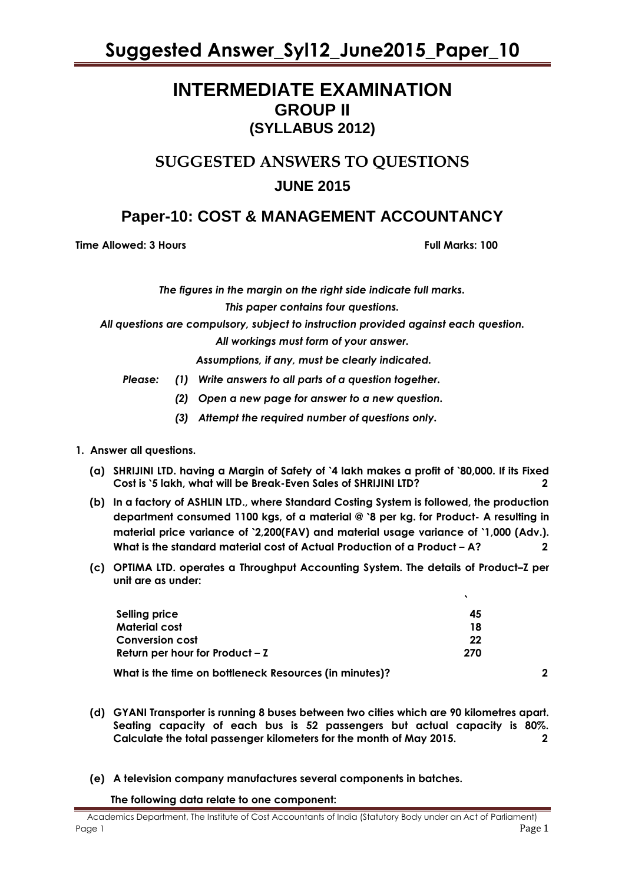# INTERMEDIATE EXAMINATION
## GROUP II
## (SYLLABUS 2012)

## SUGGESTED ANSWERS TO QUESTIONS
## JUNE 2015

## Paper-10: COST & MANAGEMENT ACCOUNTANCY

**Time Allowed: 3 Hours** **Full Marks: 100**

*The figures in the margin on the right side indicate full marks.*

*This paper contains four questions.*

*All questions are compulsory, subject to instruction provided against each question.*

*All workings must form of your answer.*

*Assumptions, if any, must be clearly indicated.*

*Please: (1) Write answers to all parts of a question together.*

*(2) Open a new page for answer to a new question.*

*(3) Attempt the required number of questions only.*

**1. Answer all questions.**

**(a) SHRIJINI LTD. having a Margin of Safety of `4 lakh makes a profit of `80,000. If its Fixed Cost is `5 lakh, what will be Break-Even Sales of SHRIJINI LTD?** **2**

**(b) In a factory of ASHLIN LTD., where Standard Costing System is followed, the production department consumed 1100 kgs, of a material @ `8 per kg. for Product- A resulting in material price variance of `2,200(FAV) and material usage variance of `1,000 (Adv.). What is the standard material cost of Actual Production of a Product – A?** **2**

**(c) OPTIMA LTD. operates a Throughput Accounting System. The details of Product–Z per unit are as under:**

| | ` |
|---|---|
| **Selling price** | **45** |
| **Material cost** | **18** |
| **Conversion cost** | **22** |
| **Return per hour for Product – Z** | **270** |

**What is the time on bottleneck Resources (in minutes)?** **2**

**(d) GYANI Transporter is running 8 buses between two cities which are 90 kilometres apart. Seating capacity of each bus is 52 passengers but actual capacity is 80%. Calculate the total passenger kilometers for the month of May 2015.** **2**

**(e) A television company manufactures several components in batches.**

**The following data relate to one component:**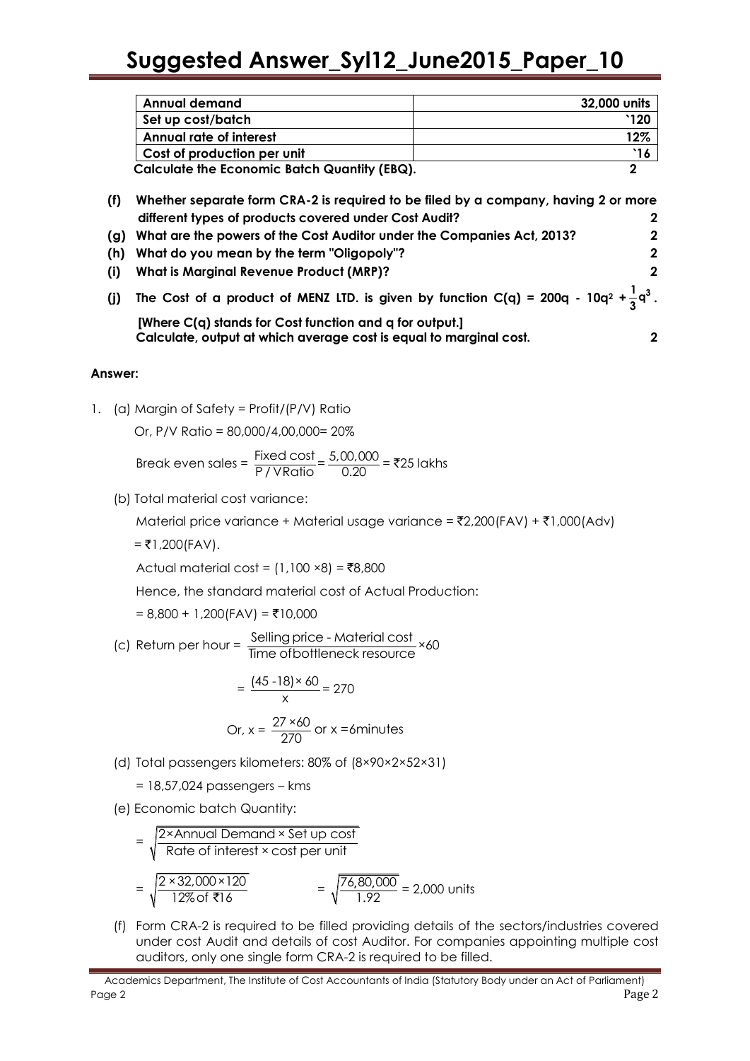| Annual demand | 32,000 units |
| --- | --- |
| Set up cost/batch | `120 |
| Annual rate of interest | 12% |
| Cost of production per unit | `16 |

**Calculate the Economic Batch Quantity (EBQ).** **2**

**(f) Whether separate form CRA-2 is required to be filed by a company, having 2 or more different types of products covered under Cost Audit?** **2**

**(g) What are the powers of the Cost Auditor under the Companies Act, 2013?** **2**

**(h) What do you mean by the term "Oligopoly"?** **2**

**(i) What is Marginal Revenue Product (MRP)?** **2**

**(j) The Cost of a product of MENZ LTD. is given by function $C(q) = 200q - 10q^2 + \frac{1}{3}q^3$.**
**[Where C(q) stands for Cost function and q for output.]**
**Calculate, output at which average cost is equal to marginal cost.** **2**

**Answer:**

1. (a) Margin of Safety = Profit/(P/V) Ratio

   Or, P/V Ratio = 80,000/4,00,000= 20%

   Break even sales = $\frac{\text{Fixed cost}}{\text{P / VRatio}} = \frac{5,00,000}{0.20}$ = ₹25 lakhs

   (b) Total material cost variance:

   Material price variance + Material usage variance = ₹2,200(FAV) + ₹1,000(Adv)

   = ₹1,200(FAV).

   Actual material cost = (1,100 ×8) = ₹8,800

   Hence, the standard material cost of Actual Production:

   = 8,800 + 1,200(FAV) = ₹10,000

   (c) Return per hour = $\frac{\text{Selling price - Material cost}}{\text{Time of bottleneck resource}} \times 60$

   $$= \frac{(45 - 18) \times 60}{x} = 270$$

   $$\text{Or, } x = \frac{27 \times 60}{270} \text{ or } x = 6 \text{minutes}$$

   (d) Total passengers kilometers: 80% of (8×90×2×52×31)

   = 18,57,024 passengers – kms

   (e) Economic batch Quantity:

   $$= \sqrt{\frac{2 \times \text{Annual Demand} \times \text{Set up cost}}{\text{Rate of interest} \times \text{cost per unit}}}$$

   $$= \sqrt{\frac{2 \times 32,000 \times 120}{12\% \text{ of } ₹16}} \qquad = \sqrt{\frac{76,80,000}{1.92}} = 2,000 \text{ units}$$

   (f) Form CRA-2 is required to be filled providing details of the sectors/industries covered under cost Audit and details of cost Auditor. For companies appointing multiple cost auditors, only one single form CRA-2 is required to be filled.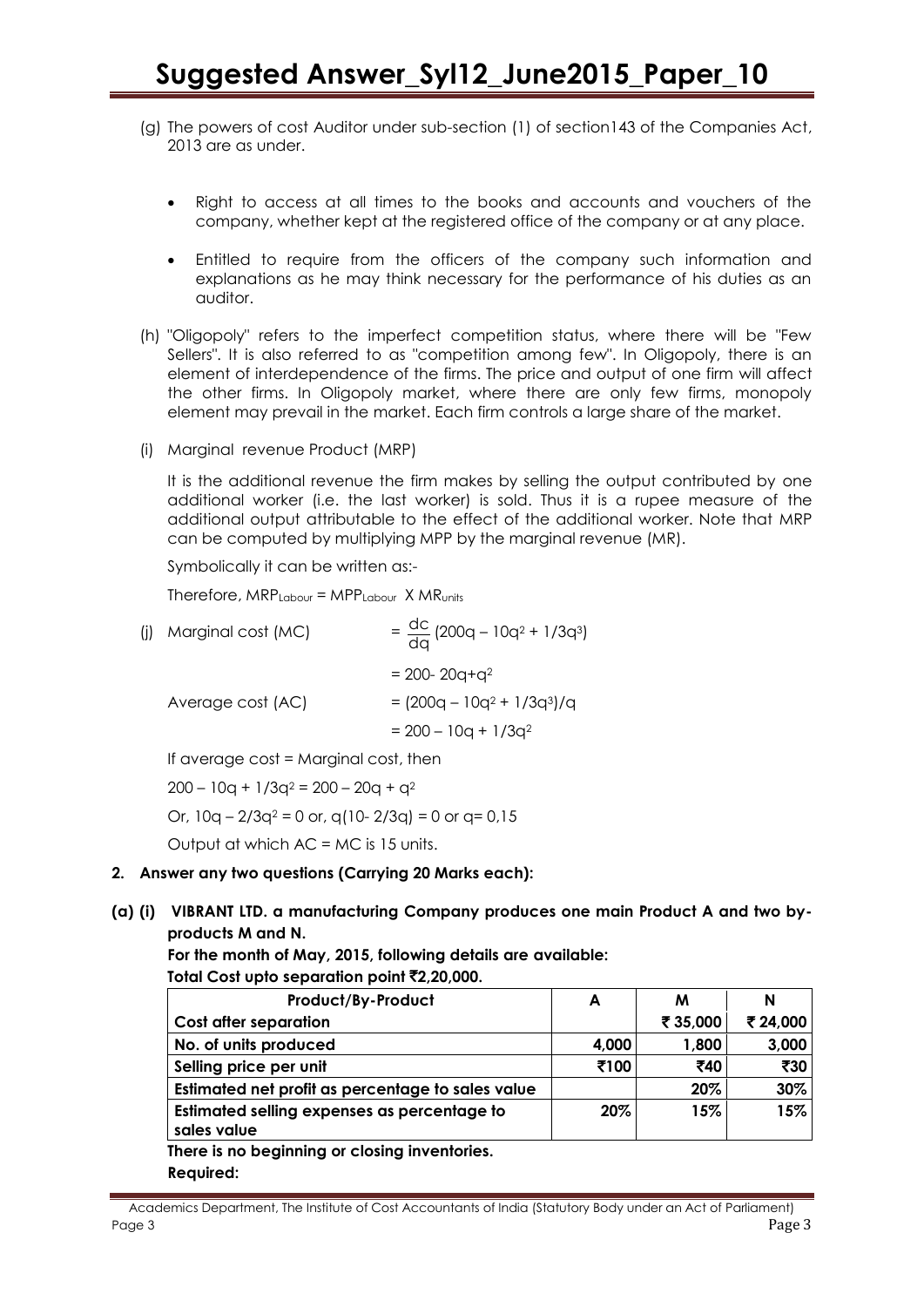(g) The powers of cost Auditor under sub-section (1) of section143 of the Companies Act, 2013 are as under.

- Right to access at all times to the books and accounts and vouchers of the company, whether kept at the registered office of the company or at any place.
- Entitled to require from the officers of the company such information and explanations as he may think necessary for the performance of his duties as an auditor.

(h) "Oligopoly" refers to the imperfect competition status, where there will be "Few Sellers". It is also referred to as "competition among few". In Oligopoly, there is an element of interdependence of the firms. The price and output of one firm will affect the other firms. In Oligopoly market, where there are only few firms, monopoly element may prevail in the market. Each firm controls a large share of the market.

(i) Marginal revenue Product (MRP)

It is the additional revenue the firm makes by selling the output contributed by one additional worker (i.e. the last worker) is sold. Thus it is a rupee measure of the additional output attributable to the effect of the additional worker. Note that MRP can be computed by multiplying MPP by the marginal revenue (MR).

Symbolically it can be written as:-

Therefore, $MRP_{Labour} = MPP_{Labour} \times MR_{units}$

(j) Marginal cost (MC) $= \dfrac{dc}{dq}(200q - 10q^2 + 1/3q^3)$

$= 200 - 20q + q^2$

Average cost (AC) $= (200q - 10q^2 + 1/3q^3)/q$

$= 200 - 10q + 1/3q^2$

If average cost = Marginal cost, then

$200 - 10q + 1/3q^2 = 200 - 20q + q^2$

Or, $10q - 2/3q^2 = 0$ or, $q(10 - 2/3q) = 0$ or $q = 0, 15$

Output at which AC = MC is 15 units.

**2. Answer any two questions (Carrying 20 Marks each):**

**(a) (i) VIBRANT LTD. a manufacturing Company produces one main Product A and two by-products M and N.**

**For the month of May, 2015, following details are available:**

**Total Cost upto separation point ₹2,20,000.**

| Product/By-Product | A | M | N |
|---|---|---|---|
| Cost after separation | | ₹ 35,000 | ₹ 24,000 |
| No. of units produced | 4,000 | 1,800 | 3,000 |
| Selling price per unit | ₹100 | ₹40 | ₹30 |
| Estimated net profit as percentage to sales value | | 20% | 30% |
| Estimated selling expenses as percentage to sales value | 20% | 15% | 15% |

**There is no beginning or closing inventories.**

**Required:**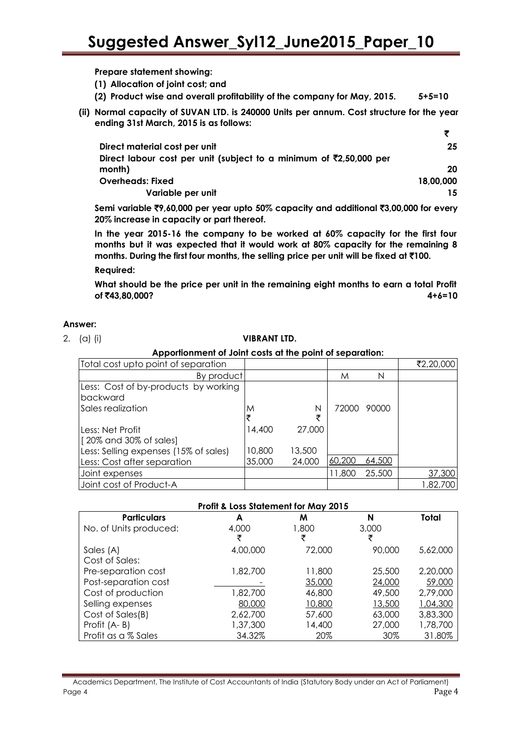**Prepare statement showing:**

**(1) Allocation of joint cost; and**

**(2) Product wise and overall profitability of the company for May, 2015. 5+5=10**

**(ii) Normal capacity of SUVAN LTD. is 240000 Units per annum. Cost structure for the year ending 31st March, 2015 is as follows:**

| | ₹ |
|---|---|
| **Direct material cost per unit** | **25** |
| **Direct labour cost per unit (subject to a minimum of ₹2,50,000 per month)** | **20** |
| **Overheads: Fixed** | **18,00,000** |
| **Variable per unit** | **15** |

**Semi variable ₹9,60,000 per year upto 50% capacity and additional ₹3,00,000 for every 20% increase in capacity or part thereof.**

**In the year 2015-16 the company to be worked at 60% capacity for the first four months but it was expected that it would work at 80% capacity for the remaining 8 months. During the first four months, the selling price per unit will be fixed at ₹100.**

**Required:**

**What should be the price per unit in the remaining eight months to earn a total Profit of ₹43,80,000? 4+6=10**

**Answer:**

2. (a) (i) **VIBRANT LTD.**

**Apportionment of Joint costs at the point of separation:**

| Total cost upto point of separation | | | | | ₹2,20,000 |
|---|---|---|---|---|---|
| By product | | | M | N | |
| Less: Cost of by-products by working backward | | | | | |
| Sales realization | M ₹ | N ₹ | 72000 | 90000 | |
| Less: Net Profit [ 20% and 30% of sales] | 14,400 | 27,000 | | | |
| Less: Selling expenses (15% of sales) | 10,800 | 13,500 | | | |
| Less: Cost after separation | 35,000 | 24,000 | 60,200 | 64,500 | |
| Joint expenses | | | 11,800 | 25,500 | 37,300 |
| Joint cost of Product-A | | | | | 1,82,700 |

**Profit & Loss Statement for May 2015**

| **Particulars** | **A** | **M** | **N** | **Total** |
|---|---|---|---|---|
| No. of Units produced: | 4,000 | 1,800 | 3,000 | |
| | ₹ | ₹ | ₹ | |
| Sales (A) | 4,00,000 | 72,000 | 90,000 | 5,62,000 |
| Cost of Sales: | | | | |
| Pre-separation cost | 1,82,700 | 11,800 | 25,500 | 2,20,000 |
| Post-separation cost | - | 35,000 | 24,000 | 59,000 |
| Cost of production | 1,82,700 | 46,800 | 49,500 | 2,79,000 |
| Selling expenses | 80,000 | 10,800 | 13,500 | 1,04,300 |
| Cost of Sales(B) | 2,62,700 | 57,600 | 63,000 | 3,83,300 |
| Profit (A- B) | 1,37,300 | 14,400 | 27,000 | 1,78,700 |
| Profit as a % Sales | 34.32% | 20% | 30% | 31.80% |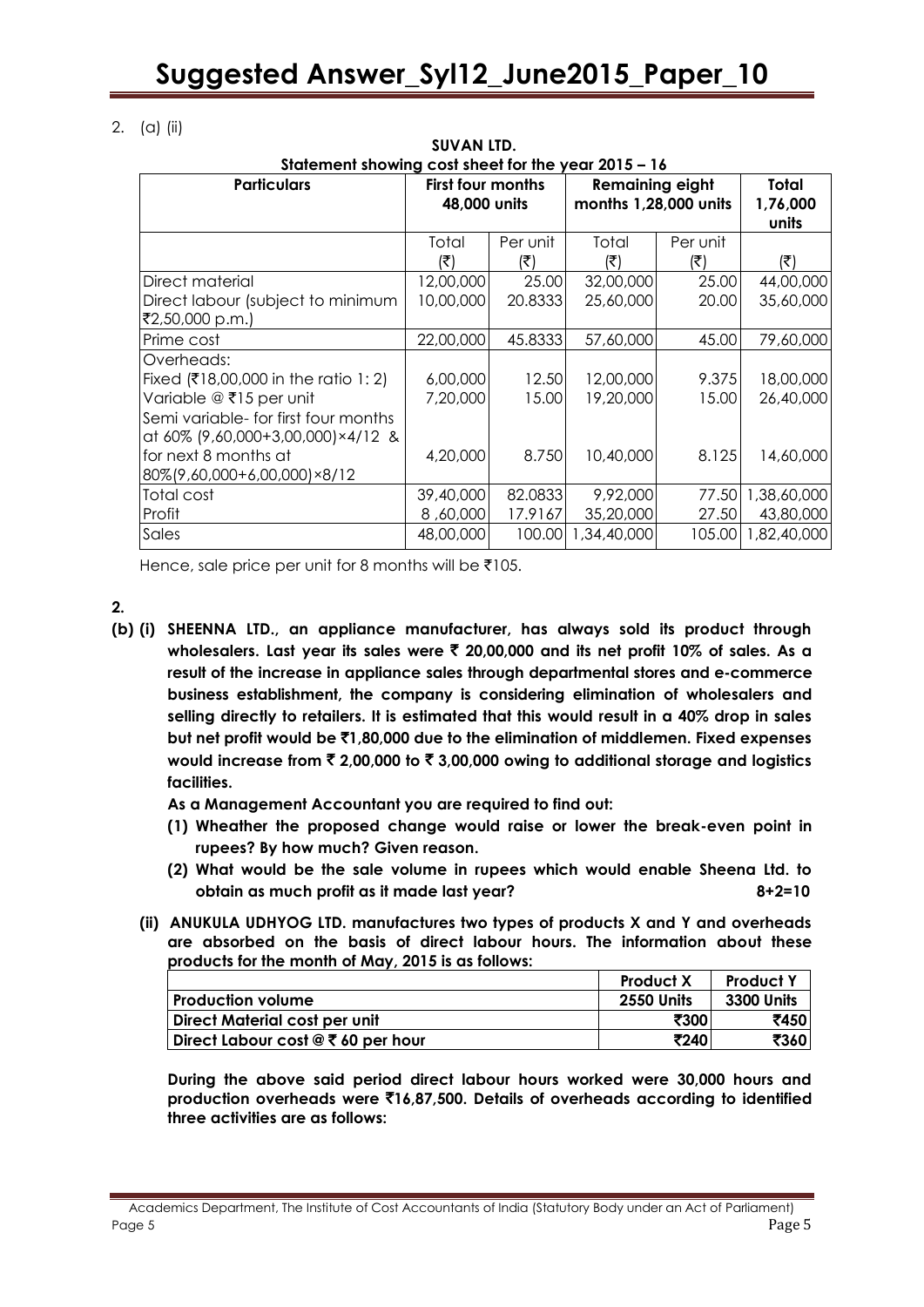2. (a) (ii)

**SUVAN LTD.**
**Statement showing cost sheet for the year 2015 – 16**

| Particulars | First four months 48,000 units | | Remaining eight months 1,28,000 units | | Total 1,76,000 units |
|---|---|---|---|---|---|
| | Total (₹) | Per unit (₹) | Total (₹) | Per unit (₹) | (₹) |
| Direct material | 12,00,000 | 25.00 | 32,00,000 | 25.00 | 44,00,000 |
| Direct labour (subject to minimum ₹2,50,000 p.m.) | 10,00,000 | 20.8333 | 25,60,000 | 20.00 | 35,60,000 |
| Prime cost | 22,00,000 | 45.8333 | 57,60,000 | 45.00 | 79,60,000 |
| Overheads: | | | | | |
| Fixed (₹18,00,000 in the ratio 1: 2) | 6,00,000 | 12.50 | 12,00,000 | 9.375 | 18,00,000 |
| Variable @ ₹15 per unit | 7,20,000 | 15.00 | 19,20,000 | 15.00 | 26,40,000 |
| Semi variable- for first four months at 60% (9,60,000+3,00,000)×4/12 & for next 8 months at 80%(9,60,000+6,00,000)×8/12 | 4,20,000 | 8.750 | 10,40,000 | 8.125 | 14,60,000 |
| Total cost | 39,40,000 | 82.0833 | 9,92,000 | 77.50 | 1,38,60,000 |
| Profit | 8 ,60,000 | 17.9167 | 35,20,000 | 27.50 | 43,80,000 |
| Sales | 48,00,000 | 100.00 | 1,34,40,000 | 105.00 | 1,82,40,000 |

Hence, sale price per unit for 8 months will be ₹105.

**2.**

**(b) (i) SHEENNA LTD., an appliance manufacturer, has always sold its product through wholesalers. Last year its sales were ₹ 20,00,000 and its net profit 10% of sales. As a result of the increase in appliance sales through departmental stores and e-commerce business establishment, the company is considering elimination of wholesalers and selling directly to retailers. It is estimated that this would result in a 40% drop in sales but net profit would be ₹1,80,000 due to the elimination of middlemen. Fixed expenses would increase from ₹ 2,00,000 to ₹ 3,00,000 owing to additional storage and logistics facilities.**

**As a Management Accountant you are required to find out:**

**(1) Wheather the proposed change would raise or lower the break-even point in rupees? By how much? Given reason.**

**(2) What would be the sale volume in rupees which would enable Sheena Ltd. to obtain as much profit as it made last year? 8+2=10**

**(ii) ANUKULA UDHYOG LTD. manufactures two types of products X and Y and overheads are absorbed on the basis of direct labour hours. The information about these products for the month of May, 2015 is as follows:**

| | Product X | Product Y |
|---|---|---|
| **Production volume** | **2550 Units** | **3300 Units** |
| **Direct Material cost per unit** | **₹300** | **₹450** |
| **Direct Labour cost @ ₹ 60 per hour** | **₹240** | **₹360** |

**During the above said period direct labour hours worked were 30,000 hours and production overheads were ₹16,87,500. Details of overheads according to identified three activities are as follows:**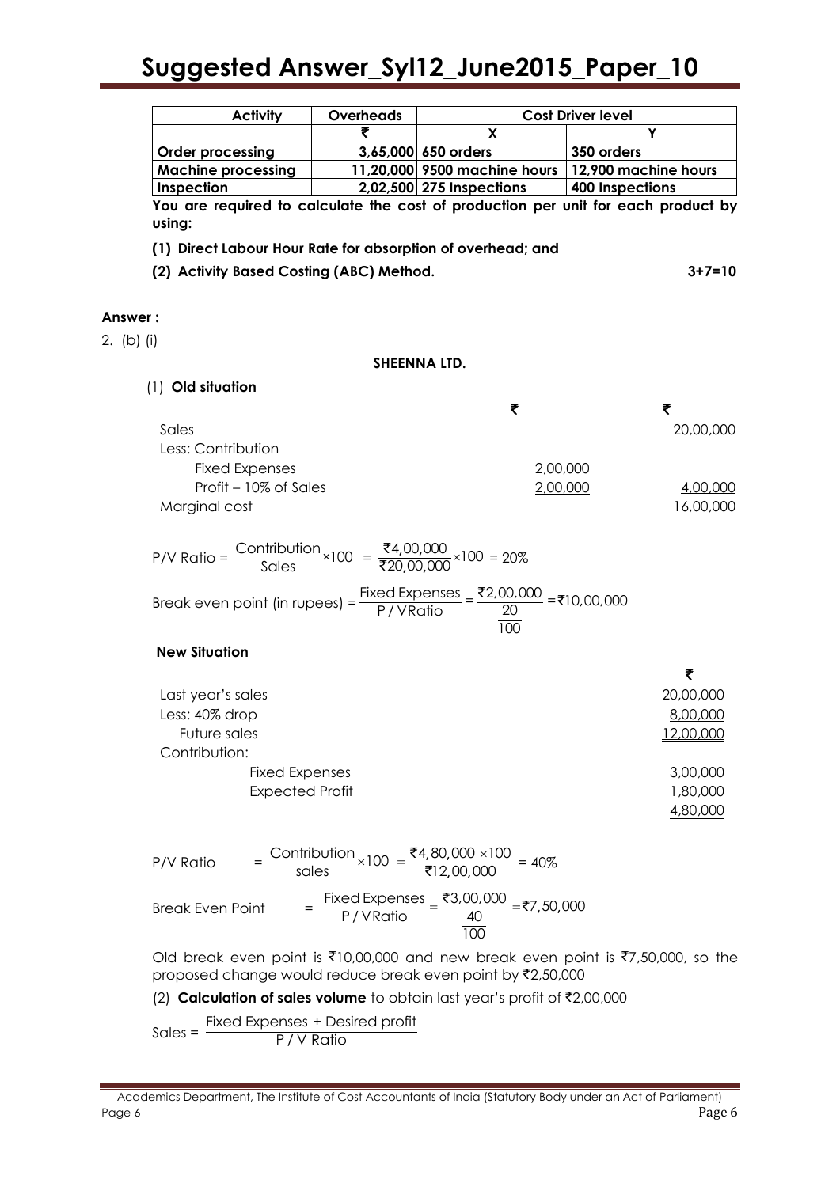| Activity | Overheads | Cost Driver level | |
|---|---|---|---|
| | ₹ | X | Y |
| Order processing | 3,65,000 | 650 orders | 350 orders |
| Machine processing | 11,20,000 | 9500 machine hours | 12,900 machine hours |
| Inspection | 2,02,500 | 275 Inspections | 400 Inspections |

**You are required to calculate the cost of production per unit for each product by using:**

**(1) Direct Labour Hour Rate for absorption of overhead; and**

**(2) Activity Based Costing (ABC) Method.** **3+7=10**

**Answer :**

2. (b) (i)

**SHEENNA LTD.**

(1) **Old situation**

| | ₹ | ₹ |
|---|---|---|
| Sales | | 20,00,000 |
| Less: Contribution | | |
| Fixed Expenses | 2,00,000 | |
| Profit – 10% of Sales | 2,00,000 | 4,00,000 |
| Marginal cost | | 16,00,000 |

$$\text{P/V Ratio} = \frac{\text{Contribution}}{\text{Sales}} \times 100 = \frac{₹4,00,000}{₹20,00,000} \times 100 = 20\%$$

$$\text{Break even point (in rupees)} = \frac{\text{Fixed Expenses}}{\text{P/V Ratio}} = \frac{₹2,00,000}{\frac{20}{100}} = ₹10,00,000$$

**New Situation**

| | ₹ |
|---|---|
| Last year's sales | 20,00,000 |
| Less: 40% drop | 8,00,000 |
| Future sales | 12,00,000 |
| Contribution: | |
| Fixed Expenses | 3,00,000 |
| Expected Profit | 1,80,000 |
| | 4,80,000 |

$$\text{P/V Ratio} = \frac{\text{Contribution}}{\text{sales}} \times 100 = \frac{₹4,80,000 \times 100}{₹12,00,000} = 40\%$$

$$\text{Break Even Point} = \frac{\text{Fixed Expenses}}{\text{P/V Ratio}} = \frac{₹3,00,000}{\frac{40}{100}} = ₹7,50,000$$

Old break even point is ₹10,00,000 and new break even point is ₹7,50,000, so the proposed change would reduce break even point by ₹2,50,000

(2) **Calculation of sales volume** to obtain last year's profit of ₹2,00,000

$$\text{Sales} = \frac{\text{Fixed Expenses + Desired profit}}{\text{P / V Ratio}}$$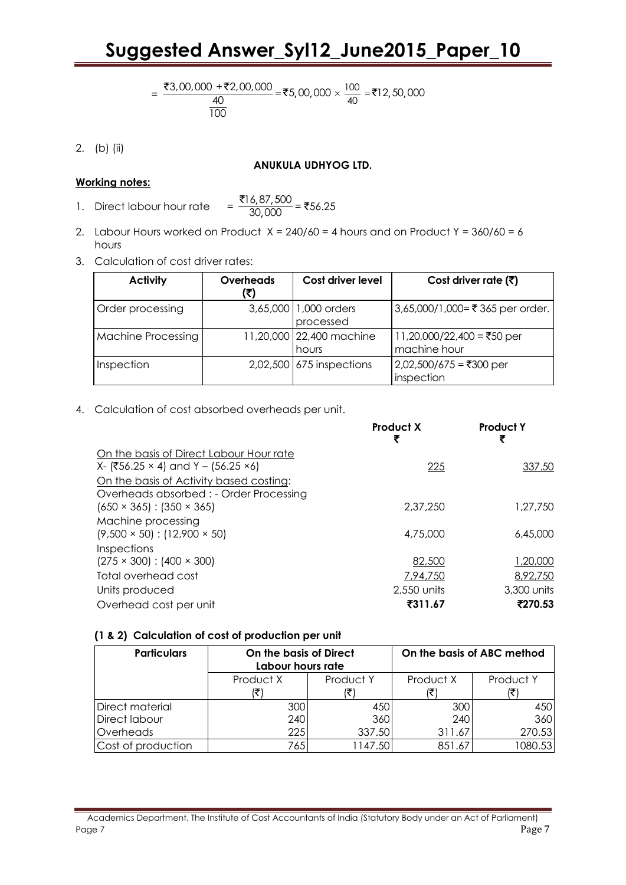$$= \frac{₹3,00,000 + ₹2,00,000}{\frac{40}{100}} = ₹5,00,000 \times \frac{100}{40} = ₹12,50,000$$

2. (b) (ii)

**ANUKULA UDHYOG LTD.**

**Working notes:**

1. Direct labour hour rate $= \frac{₹16,87,500}{30,000} = ₹56.25$

2. Labour Hours worked on Product X = 240/60 = 4 hours and on Product Y = 360/60 = 6 hours

3. Calculation of cost driver rates:

| Activity | Overheads (₹) | Cost driver level | Cost driver rate (₹) |
|---|---|---|---|
| Order processing | 3,65,000 | 1,000 orders processed | 3,65,000/1,000= ₹ 365 per order. |
| Machine Processing | 11,20,000 | 22,400 machine hours | 11,20,000/22,400 = ₹50 per machine hour |
| Inspection | 2,02,500 | 675 inspections | 2,02,500/675 = ₹300 per inspection |

4. Calculation of cost absorbed overheads per unit.

| | Product X ₹ | Product Y ₹ |
|---|---|---|
| On the basis of Direct Labour Hour rate | | |
| X- (₹56.25 × 4) and Y – (56.25 ×6) | 225 | 337.50 |
| On the basis of Activity based costing: | | |
| Overheads absorbed : - Order Processing | | |
| (650 × 365) : (350 × 365) | 2,37,250 | 1,27,750 |
| Machine processing | | |
| (9,500 × 50) : (12,900 × 50) | 4,75,000 | 6,45,000 |
| Inspections | | |
| (275 × 300) : (400 × 300) | 82,500 | 1,20,000 |
| Total overhead cost | 7,94,750 | 8,92,750 |
| Units produced | 2,550 units | 3,300 units |
| Overhead cost per unit | **₹311.67** | **₹270.53** |

**(1 & 2) Calculation of cost of production per unit**

| Particulars | On the basis of Direct Labour hours rate | | On the basis of ABC method | |
|---|---|---|---|---|
| | Product X (₹) | Product Y (₹) | Product X (₹) | Product Y (₹) |
| Direct material | 300 | 450 | 300 | 450 |
| Direct labour | 240 | 360 | 240 | 360 |
| Overheads | 225 | 337.50 | 311.67 | 270.53 |
| Cost of production | 765 | 1147.50 | 851.67 | 1080.53 |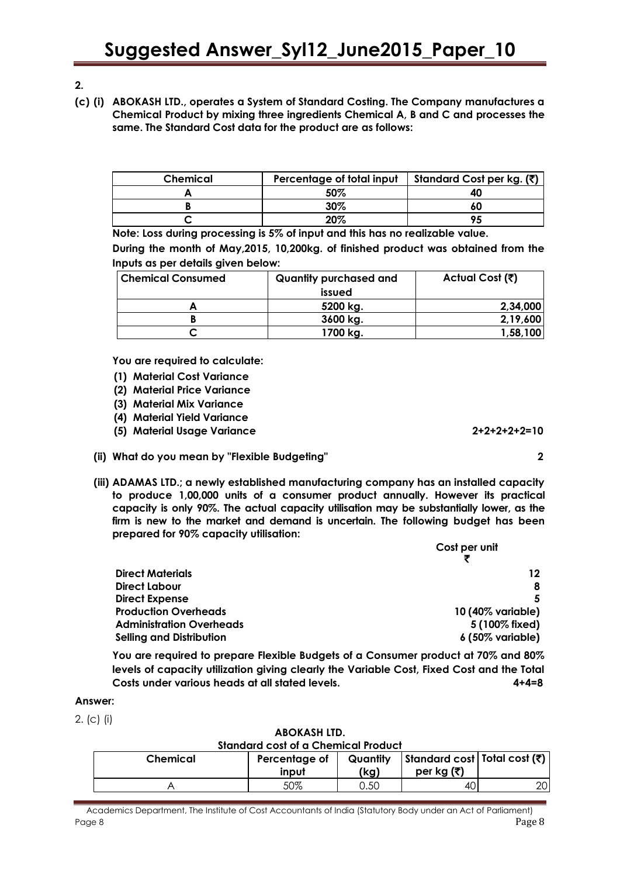**2.**

**(c) (i) ABOKASH LTD., operates a System of Standard Costing. The Company manufactures a Chemical Product by mixing three ingredients Chemical A, B and C and processes the same. The Standard Cost data for the product are as follows:**

| Chemical | Percentage of total input | Standard Cost per kg. (₹) |
|---|---|---|
| A | 50% | 40 |
| B | 30% | 60 |
| C | 20% | 95 |

**Note: Loss during processing is 5% of input and this has no realizable value.**

**During the month of May,2015, 10,200kg. of finished product was obtained from the Inputs as per details given below:**

| Chemical Consumed | Quantity purchased and issued | Actual Cost (₹) |
|---|---|---|
| A | 5200 kg. | 2,34,000 |
| B | 3600 kg. | 2,19,600 |
| C | 1700 kg. | 1,58,100 |

**You are required to calculate:**

**(1) Material Cost Variance**
**(2) Material Price Variance**
**(3) Material Mix Variance**
**(4) Material Yield Variance**
**(5) Material Usage Variance** **2+2+2+2+2=10**

**(ii) What do you mean by "Flexible Budgeting"** **2**

**(iii) ADAMAS LTD.; a newly established manufacturing company has an installed capacity to produce 1,00,000 units of a consumer product annually. However its practical capacity is only 90%. The actual capacity utilisation may be substantially lower, as the firm is new to the market and demand is uncertain. The following budget has been prepared for 90% capacity utilisation:**

| | Cost per unit ₹ |
|---|---|
| Direct Materials | 12 |
| Direct Labour | 8 |
| Direct Expense | 5 |
| Production Overheads | 10 (40% variable) |
| Administration Overheads | 5 (100% fixed) |
| Selling and Distribution | 6 (50% variable) |

**You are required to prepare Flexible Budgets of a Consumer product at 70% and 80% levels of capacity utilization giving clearly the Variable Cost, Fixed Cost and the Total Costs under various heads at all stated levels.** **4+4=8**

**Answer:**

2. (c) (i)

**ABOKASH LTD.**
**Standard cost of a Chemical Product**

| Chemical | Percentage of input | Quantity (kg) | Standard cost per kg (₹) | Total cost (₹) |
|---|---|---|---|---|
| A | 50% | 0.50 | 40 | 20 |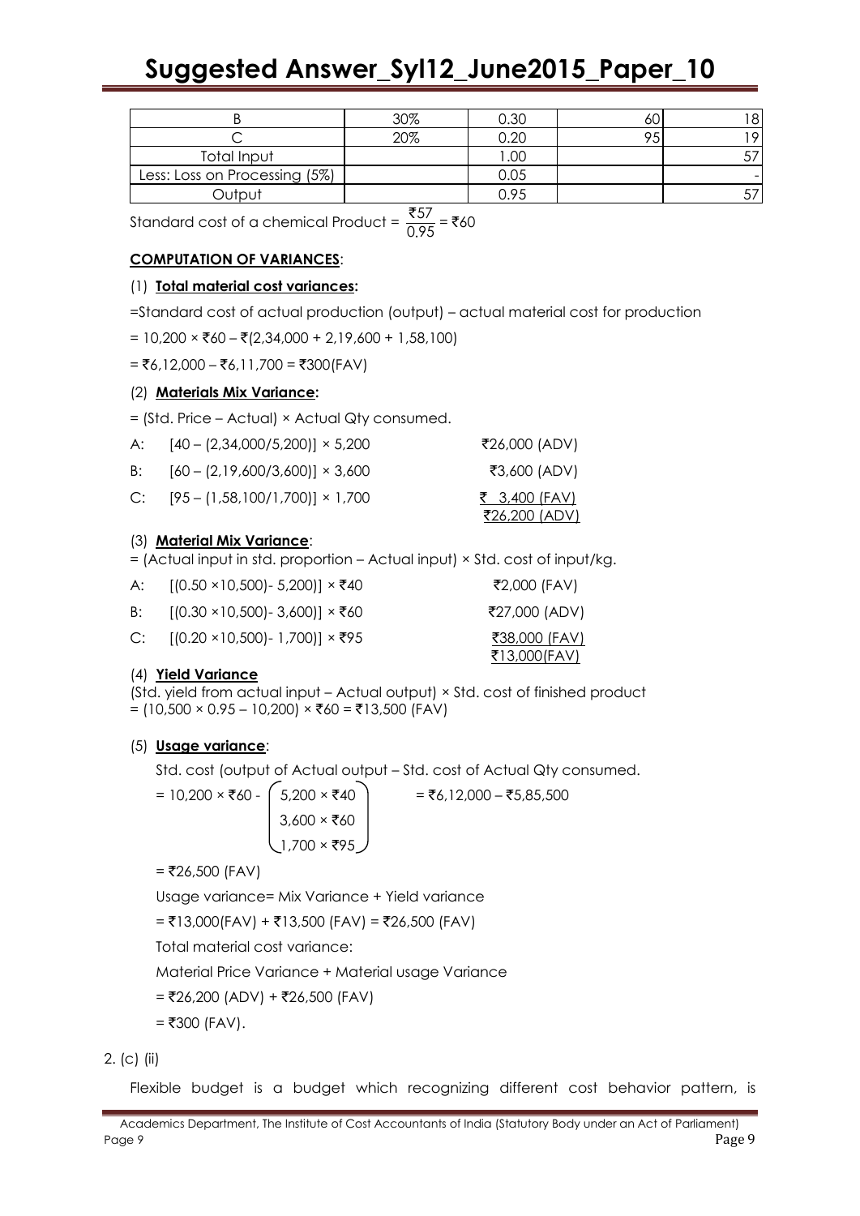| B | 30% | 0.30 | 60 | 18 |
|---|---|---|---|---|
| C | 20% | 0.20 | 95 | 19 |
| Total Input | | 1.00 | | 57 |
| Less: Loss on Processing (5%) | | 0.05 | | - |
| Output | | 0.95 | | 57 |

Standard cost of a chemical Product = $\frac{₹57}{0.95}$ = ₹60

**COMPUTATION OF VARIANCES**:

(1) **Total material cost variances:**

=Standard cost of actual production (output) – actual material cost for production

= 10,200 × ₹60 – ₹(2,34,000 + 2,19,600 + 1,58,100)

= ₹6,12,000 – ₹6,11,700 = ₹300(FAV)

(2) **Materials Mix Variance:**

= (Std. Price – Actual) × Actual Qty consumed.

| | | |
|---|---|---|
| A: | [40 – (2,34,000/5,200)] × 5,200 | ₹26,000 (ADV) |
| B: | [60 – (2,19,600/3,600)] × 3,600 | ₹3,600 (ADV) |
| C: | [95 – (1,58,100/1,700)] × 1,700 | ₹ 3,400 (FAV) |
| | | ₹26,200 (ADV) |

(3) **Material Mix Variance**:

= (Actual input in std. proportion – Actual input) × Std. cost of input/kg.

| | | |
|---|---|---|
| A: | [(0.50 ×10,500)- 5,200)] × ₹40 | ₹2,000 (FAV) |
| B: | [(0.30 ×10,500)- 3,600)] × ₹60 | ₹27,000 (ADV) |
| C: | [(0.20 ×10,500)- 1,700)] × ₹95 | ₹38,000 (FAV) |
| | | ₹13,000(FAV) |

(4) **Yield Variance**

(Std. yield from actual input – Actual output) × Std. cost of finished product

= (10,500 × 0.95 – 10,200) × ₹60 = ₹13,500 (FAV)

(5) **Usage variance**:

Std. cost (output of Actual output – Std. cost of Actual Qty consumed.

$$= 10{,}200 \times ₹60 - \begin{pmatrix} 5{,}200 \times ₹40 \\ 3{,}600 \times ₹60 \\ 1{,}700 \times ₹95 \end{pmatrix} = ₹6{,}12{,}000 - ₹5{,}85{,}500$$

= ₹26,500 (FAV)

Usage variance= Mix Variance + Yield variance

= ₹13,000(FAV) + ₹13,500 (FAV) = ₹26,500 (FAV)

Total material cost variance:

Material Price Variance + Material usage Variance

= ₹26,200 (ADV) + ₹26,500 (FAV)

= ₹300 (FAV).

2. (c) (ii)

Flexible budget is a budget which recognizing different cost behavior pattern, is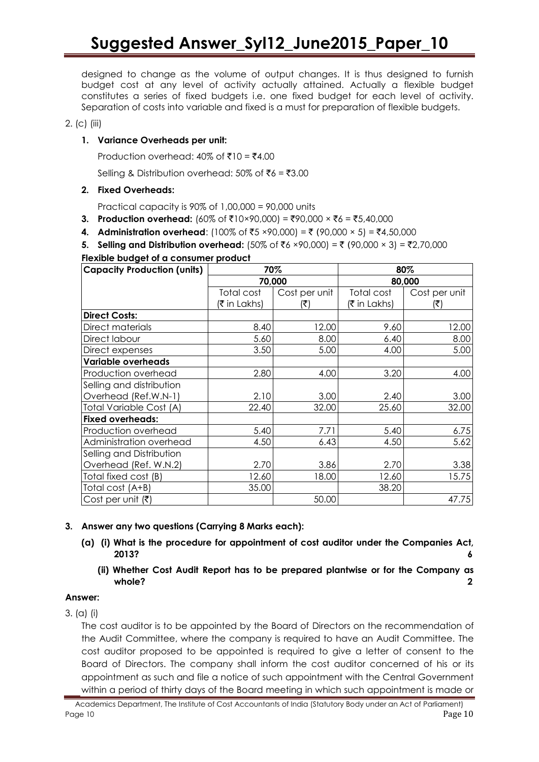designed to change as the volume of output changes. It is thus designed to furnish budget cost at any level of activity actually attained. Actually a flexible budget constitutes a series of fixed budgets i.e. one fixed budget for each level of activity. Separation of costs into variable and fixed is a must for preparation of flexible budgets.

2. (c) (iii)

1. **Variance Overheads per unit:**

   Production overhead: 40% of ₹10 = ₹4.00

   Selling & Distribution overhead: 50% of ₹6 = ₹3.00

2. **Fixed Overheads:**

   Practical capacity is 90% of 1,00,000 = 90,000 units

3. **Production overhead:** (60% of ₹10×90,000) = ₹90,000 × ₹6 = ₹5,40,000
4. **Administration overhead**: (100% of ₹5 ×90,000) = ₹ (90,000 × 5) = ₹4,50,000
5. **Selling and Distribution overhead:** (50% of ₹6 ×90,000) = ₹ (90,000 × 3) = ₹2,70,000

**Flexible budget of a consumer product**

| **Capacity Production (units)** | **70%** | | **80%** | |
|---|---|---|---|---|
| | **70,000** | | **80,000** | |
| | Total cost (₹ in Lakhs) | Cost per unit (₹) | Total cost (₹ in Lakhs) | Cost per unit (₹) |
| **Direct Costs:** | | | | |
| Direct materials | 8.40 | 12.00 | 9.60 | 12.00 |
| Direct labour | 5.60 | 8.00 | 6.40 | 8.00 |
| Direct expenses | 3.50 | 5.00 | 4.00 | 5.00 |
| **Variable overheads** | | | | |
| Production overhead | 2.80 | 4.00 | 3.20 | 4.00 |
| Selling and distribution Overhead (Ref.W.N-1) | 2.10 | 3.00 | 2.40 | 3.00 |
| Total Variable Cost (A) | 22.40 | 32.00 | 25.60 | 32.00 |
| **Fixed overheads:** | | | | |
| Production overhead | 5.40 | 7.71 | 5.40 | 6.75 |
| Administration overhead | 4.50 | 6.43 | 4.50 | 5.62 |
| Selling and Distribution Overhead (Ref. W.N.2) | 2.70 | 3.86 | 2.70 | 3.38 |
| Total fixed cost (B) | 12.60 | 18.00 | 12.60 | 15.75 |
| Total cost (A+B) | 35.00 | | 38.20 | |
| Cost per unit (₹) | | 50.00 | | 47.75 |

**3. Answer any two questions (Carrying 8 Marks each):**

**(a) (i) What is the procedure for appointment of cost auditor under the Companies Act, 2013? 6**

**(ii) Whether Cost Audit Report has to be prepared plantwise or for the Company as whole? 2**

**Answer:**

3. (a) (i)

The cost auditor is to be appointed by the Board of Directors on the recommendation of the Audit Committee, where the company is required to have an Audit Committee. The cost auditor proposed to be appointed is required to give a letter of consent to the Board of Directors. The company shall inform the cost auditor concerned of his or its appointment as such and file a notice of such appointment with the Central Government within a period of thirty days of the Board meeting in which such appointment is made or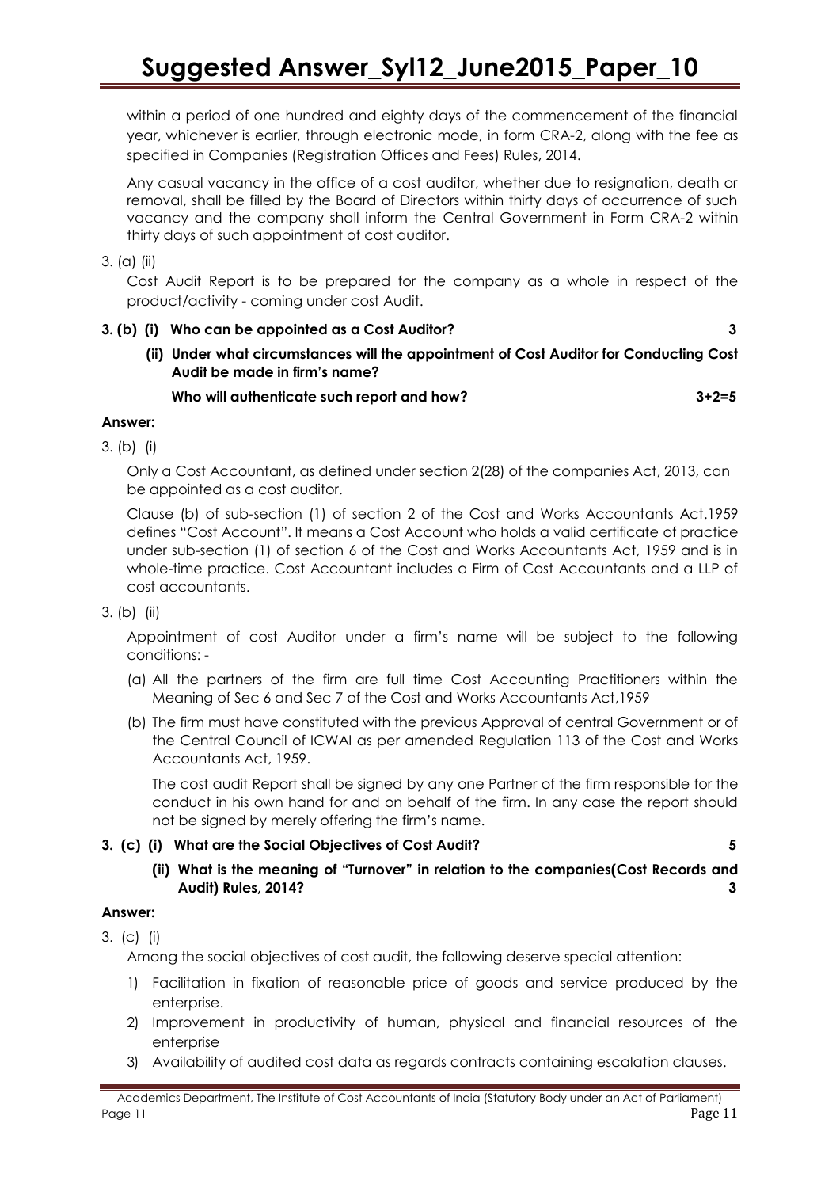within a period of one hundred and eighty days of the commencement of the financial year, whichever is earlier, through electronic mode, in form CRA-2, along with the fee as specified in Companies (Registration Offices and Fees) Rules, 2014.

Any casual vacancy in the office of a cost auditor, whether due to resignation, death or removal, shall be filled by the Board of Directors within thirty days of occurrence of such vacancy and the company shall inform the Central Government in Form CRA-2 within thirty days of such appointment of cost auditor.

3. (a) (ii)

Cost Audit Report is to be prepared for the company as a whole in respect of the product/activity - coming under cost Audit.

**3. (b) (i) Who can be appointed as a Cost Auditor? 3**

**(ii) Under what circumstances will the appointment of Cost Auditor for Conducting Cost Audit be made in firm's name?**

**Who will authenticate such report and how? 3+2=5**

**Answer:**

3. (b) (i)

Only a Cost Accountant, as defined under section 2(28) of the companies Act, 2013, can be appointed as a cost auditor.

Clause (b) of sub-section (1) of section 2 of the Cost and Works Accountants Act.1959 defines "Cost Account". It means a Cost Account who holds a valid certificate of practice under sub-section (1) of section 6 of the Cost and Works Accountants Act, 1959 and is in whole-time practice. Cost Accountant includes a Firm of Cost Accountants and a LLP of cost accountants.

3. (b) (ii)

Appointment of cost Auditor under a firm's name will be subject to the following conditions: -

(a) All the partners of the firm are full time Cost Accounting Practitioners within the Meaning of Sec 6 and Sec 7 of the Cost and Works Accountants Act,1959

(b) The firm must have constituted with the previous Approval of central Government or of the Central Council of ICWAI as per amended Regulation 113 of the Cost and Works Accountants Act, 1959.

The cost audit Report shall be signed by any one Partner of the firm responsible for the conduct in his own hand for and on behalf of the firm. In any case the report should not be signed by merely offering the firm's name.

**3. (c) (i) What are the Social Objectives of Cost Audit? 5**

**(ii) What is the meaning of "Turnover" in relation to the companies(Cost Records and Audit) Rules, 2014? 3**

**Answer:**

3. (c) (i)

Among the social objectives of cost audit, the following deserve special attention:

1) Facilitation in fixation of reasonable price of goods and service produced by the enterprise.
2) Improvement in productivity of human, physical and financial resources of the enterprise
3) Availability of audited cost data as regards contracts containing escalation clauses.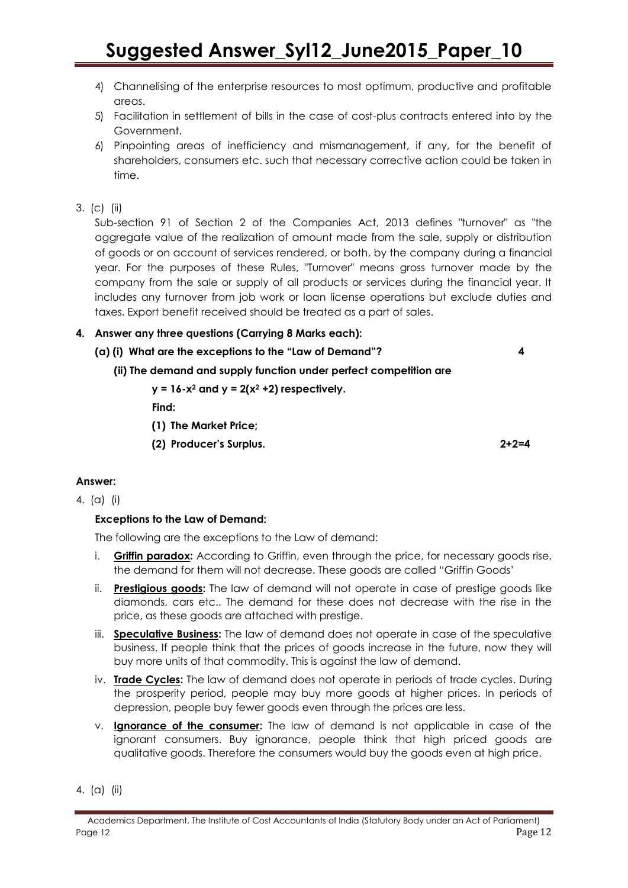4) Channelising of the enterprise resources to most optimum, productive and profitable areas.
5) Facilitation in settlement of bills in the case of cost-plus contracts entered into by the Government.
6) Pinpointing areas of inefficiency and mismanagement, if any, for the benefit of shareholders, consumers etc. such that necessary corrective action could be taken in time.

3. (c) (ii)

Sub-section 91 of Section 2 of the Companies Act, 2013 defines "turnover" as "the aggregate value of the realization of amount made from the sale, supply or distribution of goods or on account of services rendered, or both, by the company during a financial year. For the purposes of these Rules, "Turnover" means gross turnover made by the company from the sale or supply of all products or services during the financial year. It includes any turnover from job work or loan license operations but exclude duties and taxes. Export benefit received should be treated as a part of sales.

**4. Answer any three questions (Carrying 8 Marks each):**

**(a) (i) What are the exceptions to the "Law of Demand"? 4**

**(ii) The demand and supply function under perfect competition are**

**$y = 16 - x^2$ and $y = 2(x^2 + 2)$ respectively.**

**Find:**

**(1) The Market Price;**

**(2) Producer's Surplus. 2+2=4**

**Answer:**

4. (a) (i)

**Exceptions to the Law of Demand:**

The following are the exceptions to the Law of demand:

i. **Griffin paradox:** According to Griffin, even through the price, for necessary goods rise, the demand for them will not decrease. These goods are called "Griffin Goods'

ii. **Prestigious goods:** The law of demand will not operate in case of prestige goods like diamonds, cars etc.. The demand for these does not decrease with the rise in the price, as these goods are attached with prestige.

iii. **Speculative Business:** The law of demand does not operate in case of the speculative business. If people think that the prices of goods increase in the future, now they will buy more units of that commodity. This is against the law of demand.

iv. **Trade Cycles:** The law of demand does not operate in periods of trade cycles. During the prosperity period, people may buy more goods at higher prices. In periods of depression, people buy fewer goods even through the prices are less.

v. **Ignorance of the consumer:** The law of demand is not applicable in case of the ignorant consumers. Buy ignorance, people think that high priced goods are qualitative goods. Therefore the consumers would buy the goods even at high price.

4. (a) (ii)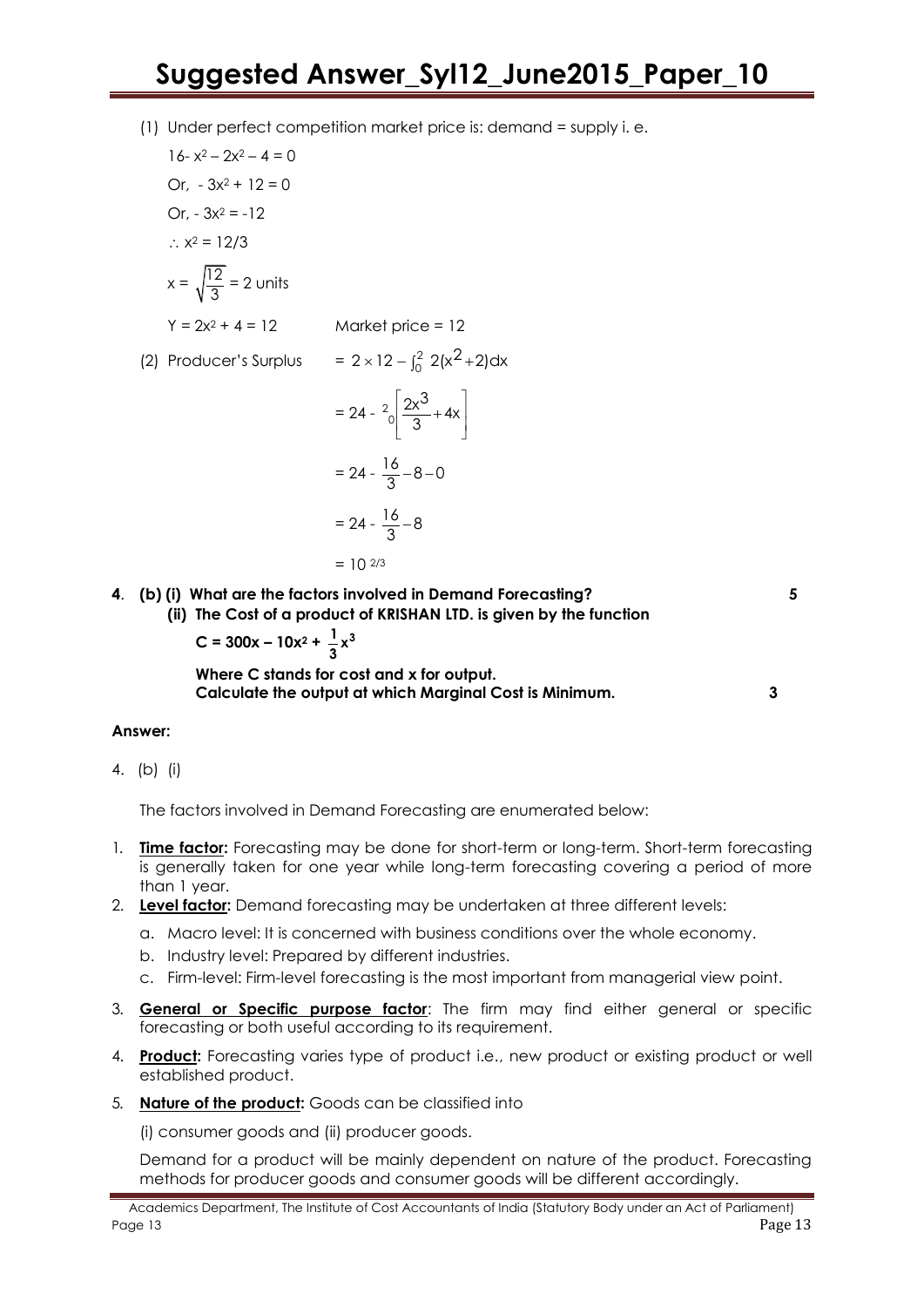(1) Under perfect competition market price is: demand = supply i. e.

$16 - x^2 - 2x^2 - 4 = 0$

Or, $-3x^2 + 12 = 0$

Or, $-3x^2 = -12$

$\therefore x^2 = 12/3$

$x = \sqrt{\frac{12}{3}} = 2$ units

$Y = 2x^2 + 4 = 12$ Market price = 12

(2) Producer's Surplus $= 2 \times 12 - \int_0^2 2(x^2+2)dx$

$= 24 - {}^2_0\left[\frac{2x^3}{3} + 4x\right]$

$= 24 - \frac{16}{3} - 8 - 0$

$= 24 - \frac{16}{3} - 8$

$= 10^{2/3}$

**4. (b) (i) What are the factors involved in Demand Forecasting?** **5**

**(ii) The Cost of a product of KRISHAN LTD. is given by the function**

$$C = 300x - 10x^2 + \frac{1}{3}x^3$$

**Where C stands for cost and x for output.**
**Calculate the output at which Marginal Cost is Minimum.** **3**

**Answer:**

4. (b) (i)

The factors involved in Demand Forecasting are enumerated below:

1. **Time factor:** Forecasting may be done for short-term or long-term. Short-term forecasting is generally taken for one year while long-term forecasting covering a period of more than 1 year.
2. **Level factor:** Demand forecasting may be undertaken at three different levels:
   a. Macro level: It is concerned with business conditions over the whole economy.
   b. Industry level: Prepared by different industries.
   c. Firm-level: Firm-level forecasting is the most important from managerial view point.
3. **General or Specific purpose factor**: The firm may find either general or specific forecasting or both useful according to its requirement.
4. **Product:** Forecasting varies type of product i.e., new product or existing product or well established product.
5. **Nature of the product:** Goods can be classified into

   (i) consumer goods and (ii) producer goods.

   Demand for a product will be mainly dependent on nature of the product. Forecasting methods for producer goods and consumer goods will be different accordingly.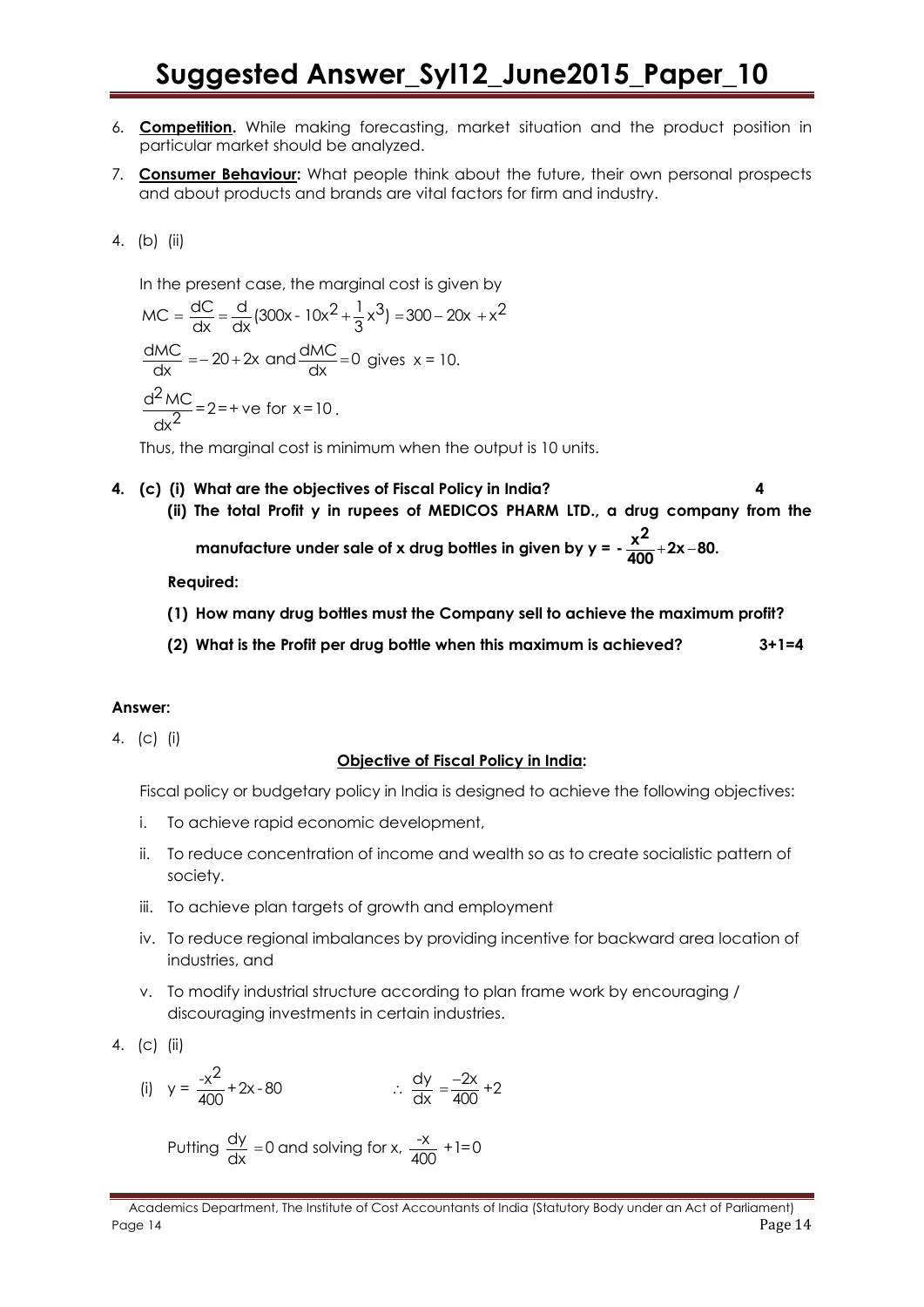6. **Competition.** While making forecasting, market situation and the product position in particular market should be analyzed.
7. **Consumer Behaviour:** What people think about the future, their own personal prospects and about products and brands are vital factors for firm and industry.

4. (b) (ii)

In the present case, the marginal cost is given by

$$MC = \frac{dC}{dx} = \frac{d}{dx}(300x - 10x^2 + \frac{1}{3}x^3) = 300 - 20x + x^2$$

$$\frac{dMC}{dx} = -20 + 2x \text{ and } \frac{dMC}{dx} = 0 \text{ gives } x = 10.$$

$$\frac{d^2MC}{dx^2} = 2 = +\text{ve for } x = 10.$$

Thus, the marginal cost is minimum when the output is 10 units.

**4. (c) (i) What are the objectives of Fiscal Policy in India? 4**

**(ii) The total Profit y in rupees of MEDICOS PHARM LTD., a drug company from the manufacture under sale of x drug bottles in given by y = $-\frac{x^2}{400} + 2x - 80$.**

**Required:**

**(1) How many drug bottles must the Company sell to achieve the maximum profit?**

**(2) What is the Profit per drug bottle when this maximum is achieved? 3+1=4**

**Answer:**

4. (c) (i)

**Objective of Fiscal Policy in India:**

Fiscal policy or budgetary policy in India is designed to achieve the following objectives:

i. To achieve rapid economic development,
ii. To reduce concentration of income and wealth so as to create socialistic pattern of society.
iii. To achieve plan targets of growth and employment
iv. To reduce regional imbalances by providing incentive for backward area location of industries, and
v. To modify industrial structure according to plan frame work by encouraging / discouraging investments in certain industries.

4. (c) (ii)

(i) $y = \frac{-x^2}{400} + 2x - 80$ $\qquad \therefore \frac{dy}{dx} = \frac{-2x}{400} + 2$

Putting $\frac{dy}{dx} = 0$ and solving for x, $\frac{-x}{400} + 1 = 0$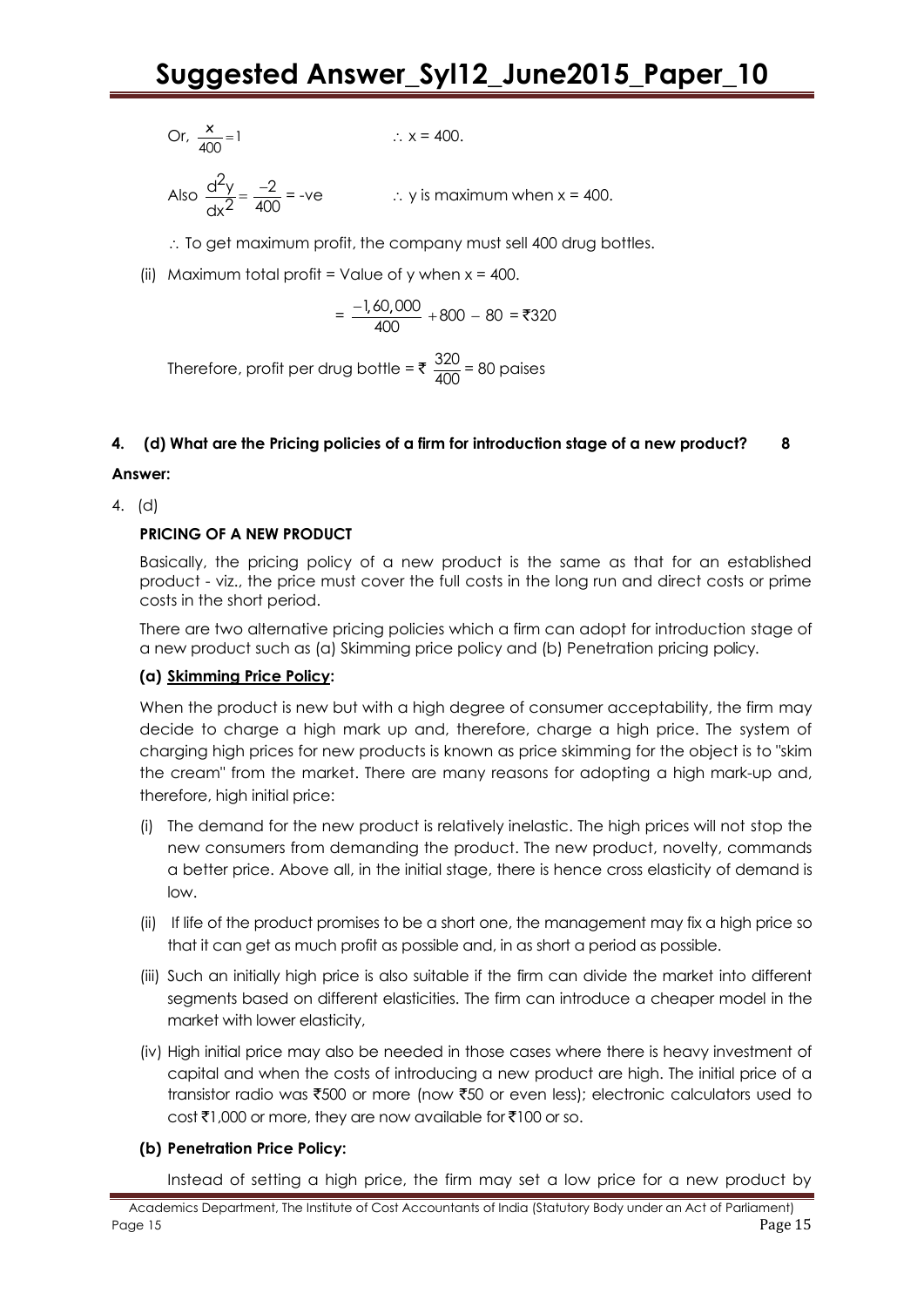Or, $\frac{x}{400} = 1$ $\quad\quad\quad\quad\quad \therefore$ x = 400.

Also $\frac{d^2y}{dx^2} = \frac{-2}{400}$ = -ve $\quad\quad\quad \therefore$ y is maximum when x = 400.

$\therefore$ To get maximum profit, the company must sell 400 drug bottles.

(ii) Maximum total profit = Value of y when x = 400.

$$= \frac{-1,60,000}{400} + 800 - 80 = ₹320$$

Therefore, profit per drug bottle = ₹ $\frac{320}{400}$ = 80 paises

**4. (d) What are the Pricing policies of a firm for introduction stage of a new product? 8**

**Answer:**

4. (d)

**PRICING OF A NEW PRODUCT**

Basically, the pricing policy of a new product is the same as that for an established product - viz., the price must cover the full costs in the long run and direct costs or prime costs in the short period.

There are two alternative pricing policies which a firm can adopt for introduction stage of a new product such as (a) Skimming price policy and (b) Penetration pricing policy.

**(a) Skimming Price Policy:**

When the product is new but with a high degree of consumer acceptability, the firm may decide to charge a high mark up and, therefore, charge a high price. The system of charging high prices for new products is known as price skimming for the object is to "skim the cream" from the market. There are many reasons for adopting a high mark-up and, therefore, high initial price:

(i) The demand for the new product is relatively inelastic. The high prices will not stop the new consumers from demanding the product. The new product, novelty, commands a better price. Above all, in the initial stage, there is hence cross elasticity of demand is low.

(ii) If life of the product promises to be a short one, the management may fix a high price so that it can get as much profit as possible and, in as short a period as possible.

(iii) Such an initially high price is also suitable if the firm can divide the market into different segments based on different elasticities. The firm can introduce a cheaper model in the market with lower elasticity,

(iv) High initial price may also be needed in those cases where there is heavy investment of capital and when the costs of introducing a new product are high. The initial price of a transistor radio was ₹500 or more (now ₹50 or even less); electronic calculators used to cost ₹1,000 or more, they are now available for ₹100 or so.

**(b) Penetration Price Policy:**

Instead of setting a high price, the firm may set a low price for a new product by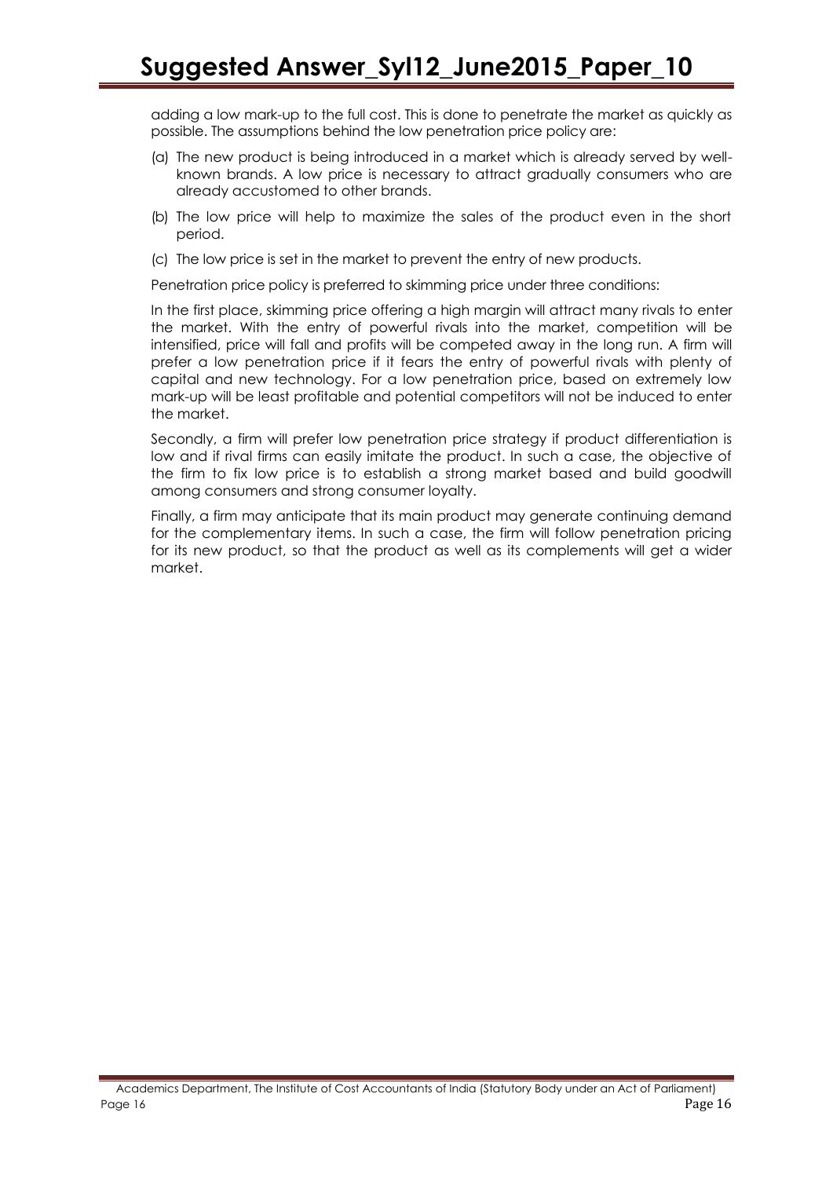adding a low mark-up to the full cost. This is done to penetrate the market as quickly as possible. The assumptions behind the low penetration price policy are:

(a) The new product is being introduced in a market which is already served by well-known brands. A low price is necessary to attract gradually consumers who are already accustomed to other brands.

(b) The low price will help to maximize the sales of the product even in the short period.

(c) The low price is set in the market to prevent the entry of new products.

Penetration price policy is preferred to skimming price under three conditions:

In the first place, skimming price offering a high margin will attract many rivals to enter the market. With the entry of powerful rivals into the market, competition will be intensified, price will fall and profits will be competed away in the long run. A firm will prefer a low penetration price if it fears the entry of powerful rivals with plenty of capital and new technology. For a low penetration price, based on extremely low mark-up will be least profitable and potential competitors will not be induced to enter the market.

Secondly, a firm will prefer low penetration price strategy if product differentiation is low and if rival firms can easily imitate the product. In such a case, the objective of the firm to fix low price is to establish a strong market based and build goodwill among consumers and strong consumer loyalty.

Finally, a firm may anticipate that its main product may generate continuing demand for the complementary items. In such a case, the firm will follow penetration pricing for its new product, so that the product as well as its complements will get a wider market.